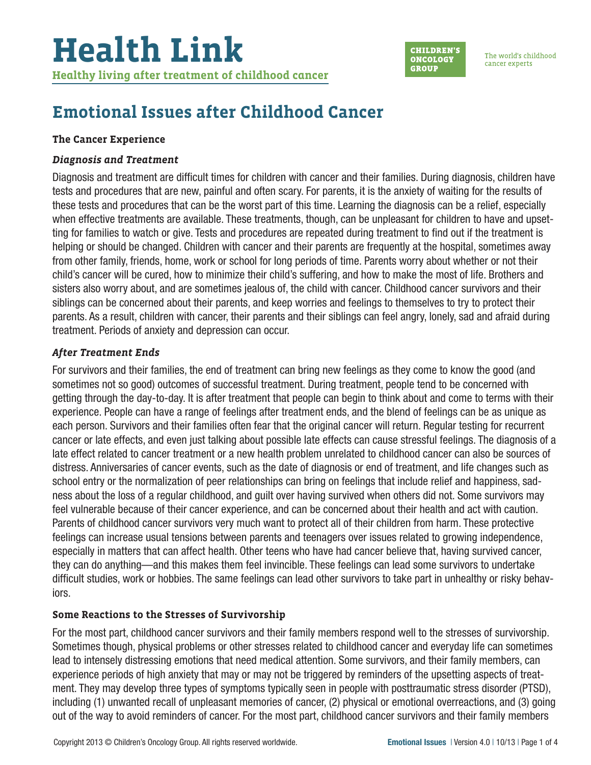# Health Link

**Healthy living after treatment of childhood cancer**

CHILDREN'S ONCOLOGY GROUP

The world's childhood cancer experts

## Emotional Issues after Childhood Cancer

### The Cancer Experience

#### *Diagnosis and Treatment*

Diagnosis and treatment are difficult times for children with cancer and their families. During diagnosis, children have tests and procedures that are new, painful and often scary. For parents, it is the anxiety of waiting for the results of these tests and procedures that can be the worst part of this time. Learning the diagnosis can be a relief, especially when effective treatments are available. These treatments, though, can be unpleasant for children to have and upsetting for families to watch or give. Tests and procedures are repeated during treatment to find out if the treatment is helping or should be changed. Children with cancer and their parents are frequently at the hospital, sometimes away from other family, friends, home, work or school for long periods of time. Parents worry about whether or not their child's cancer will be cured, how to minimize their child's suffering, and how to make the most of life. Brothers and sisters also worry about, and are sometimes jealous of, the child with cancer. Childhood cancer survivors and their siblings can be concerned about their parents, and keep worries and feelings to themselves to try to protect their parents. As a result, children with cancer, their parents and their siblings can feel angry, lonely, sad and afraid during treatment. Periods of anxiety and depression can occur.

#### *After Treatment Ends*

For survivors and their families, the end of treatment can bring new feelings as they come to know the good (and sometimes not so good) outcomes of successful treatment. During treatment, people tend to be concerned with getting through the day-to-day. It is after treatment that people can begin to think about and come to terms with their experience. People can have a range of feelings after treatment ends, and the blend of feelings can be as unique as each person. Survivors and their families often fear that the original cancer will return. Regular testing for recurrent cancer or late effects, and even just talking about possible late effects can cause stressful feelings. The diagnosis of a late effect related to cancer treatment or a new health problem unrelated to childhood cancer can also be sources of distress. Anniversaries of cancer events, such as the date of diagnosis or end of treatment, and life changes such as school entry or the normalization of peer relationships can bring on feelings that include relief and happiness, sadness about the loss of a regular childhood, and guilt over having survived when others did not. Some survivors may feel vulnerable because of their cancer experience, and can be concerned about their health and act with caution. Parents of childhood cancer survivors very much want to protect all of their children from harm. These protective feelings can increase usual tensions between parents and teenagers over issues related to growing independence, especially in matters that can affect health. Other teens who have had cancer believe that, having survived cancer, they can do anything—and this makes them feel invincible. These feelings can lead some survivors to undertake difficult studies, work or hobbies. The same feelings can lead other survivors to take part in unhealthy or risky behaviors.

### Some Reactions to the Stresses of Survivorship

For the most part, childhood cancer survivors and their family members respond well to the stresses of survivorship. Sometimes though, physical problems or other stresses related to childhood cancer and everyday life can sometimes lead to intensely distressing emotions that need medical attention. Some survivors, and their family members, can experience periods of high anxiety that may or may not be triggered by reminders of the upsetting aspects of treatment. They may develop three types of symptoms typically seen in people with posttraumatic stress disorder (PTSD), including (1) unwanted recall of unpleasant memories of cancer, (2) physical or emotional overreactions, and (3) going out of the way to avoid reminders of cancer. For the most part, childhood cancer survivors and their family members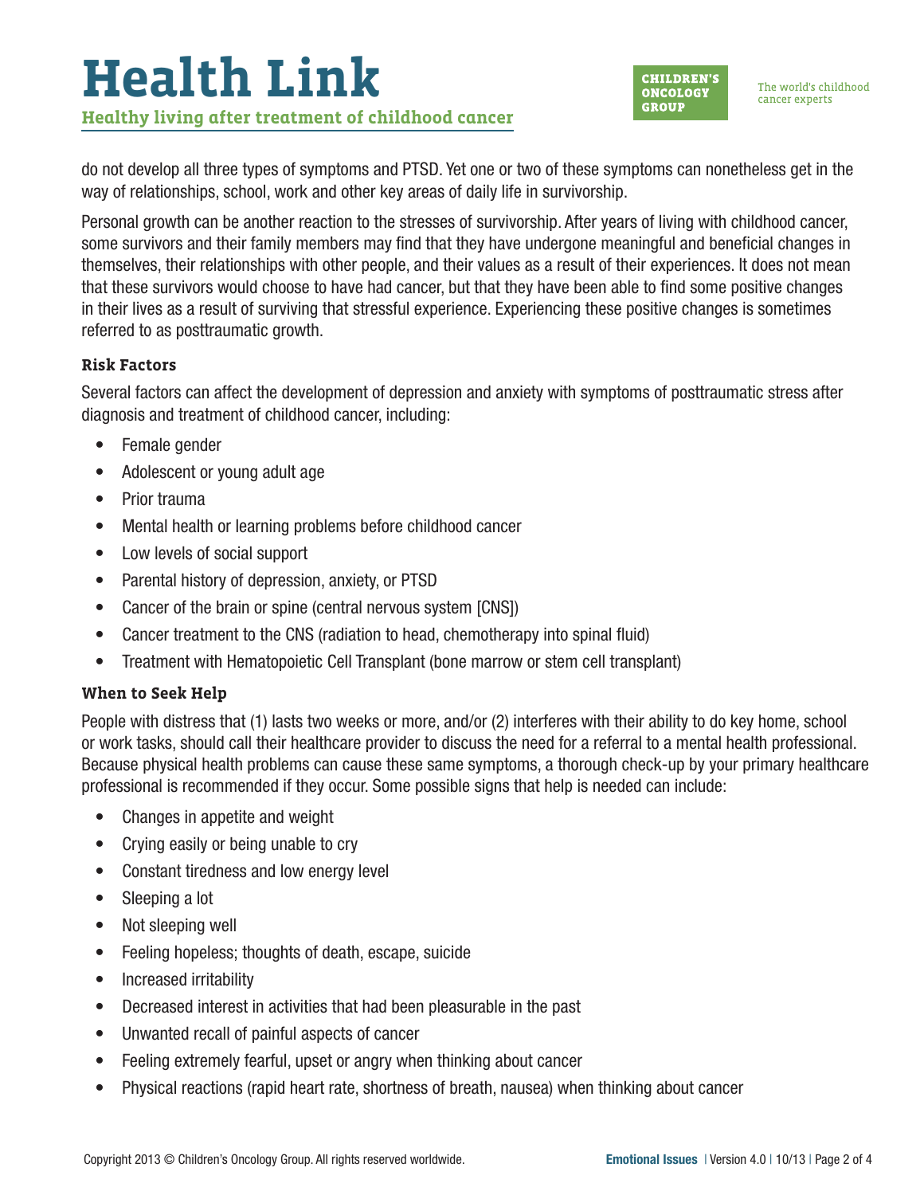do not develop all three types of symptoms and PTSD. Yet one or two of these symptoms can nonetheless get in the way of relationships, school, work and other key areas of daily life in survivorship.

Personal growth can be another reaction to the stresses of survivorship. After years of living with childhood cancer, some survivors and their family members may find that they have undergone meaningful and beneficial changes in themselves, their relationships with other people, and their values as a result of their experiences. It does not mean that these survivors would choose to have had cancer, but that they have been able to find some positive changes in their lives as a result of surviving that stressful experience. Experiencing these positive changes is sometimes referred to as posttraumatic growth.

### Risk Factors

Several factors can affect the development of depression and anxiety with symptoms of posttraumatic stress after diagnosis and treatment of childhood cancer, including:

- Female gender
- Adolescent or young adult age
- Prior trauma
- Mental health or learning problems before childhood cancer
- Low levels of social support
- Parental history of depression, anxiety, or PTSD
- Cancer of the brain or spine (central nervous system [CNS])
- Cancer treatment to the CNS (radiation to head, chemotherapy into spinal fluid)
- Treatment with Hematopoietic Cell Transplant (bone marrow or stem cell transplant)

### When to Seek Help

People with distress that (1) lasts two weeks or more, and/or (2) interferes with their ability to do key home, school or work tasks, should call their healthcare provider to discuss the need for a referral to a mental health professional. Because physical health problems can cause these same symptoms, a thorough check-up by your primary healthcare professional is recommended if they occur. Some possible signs that help is needed can include:

- Changes in appetite and weight
- Crying easily or being unable to cry
- Constant tiredness and low energy level
- Sleeping a lot
- Not sleeping well
- Feeling hopeless; thoughts of death, escape, suicide
- Increased irritability
- Decreased interest in activities that had been pleasurable in the past
- Unwanted recall of painful aspects of cancer
- Feeling extremely fearful, upset or angry when thinking about cancer
- Physical reactions (rapid heart rate, shortness of breath, nausea) when thinking about cancer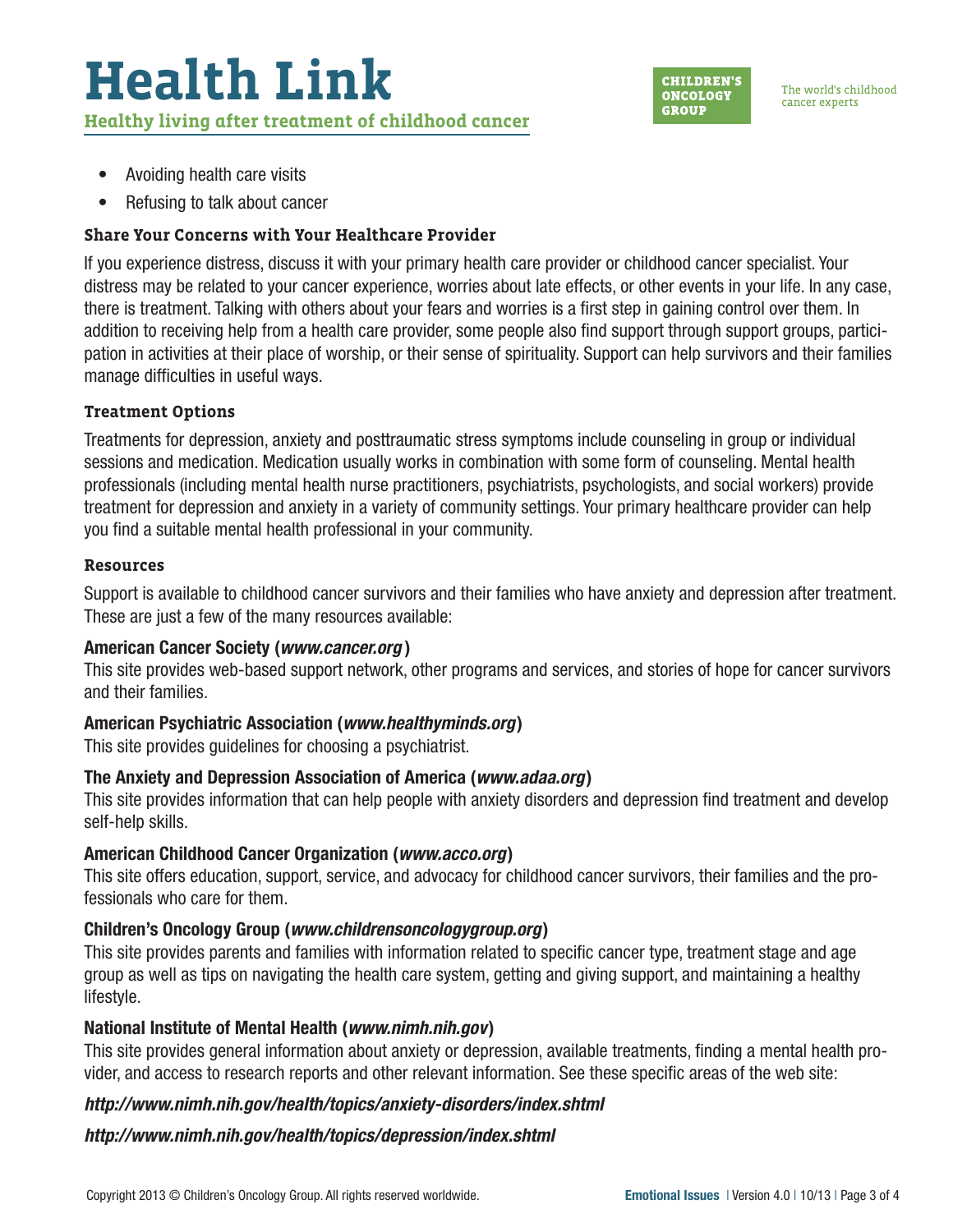- Avoiding health care visits
- Refusing to talk about cancer

### Share Your Concerns with Your Healthcare Provider

If you experience distress, discuss it with your primary health care provider or childhood cancer specialist. Your distress may be related to your cancer experience, worries about late effects, or other events in your life. In any case, there is treatment. Talking with others about your fears and worries is a first step in gaining control over them. In addition to receiving help from a health care provider, some people also find support through support groups, participation in activities at their place of worship, or their sense of spirituality. Support can help survivors and their families manage difficulties in useful ways.

### Treatment Options

Treatments for depression, anxiety and posttraumatic stress symptoms include counseling in group or individual sessions and medication. Medication usually works in combination with some form of counseling. Mental health professionals (including mental health nurse practitioners, psychiatrists, psychologists, and social workers) provide treatment for depression and anxiety in a variety of community settings. Your primary healthcare provider can help you find a suitable mental health professional in your community.

### Resources

Support is available to childhood cancer survivors and their families who have anxiety and depression after treatment. These are just a few of the many resources available:

**American Cancer Society (*www.cancer.org*)**
This site provides web-based support network, other programs and services, and stories of hope for cancer survivors and their families.

**American Psychiatric Association (*www.healthyminds.org*)**
This site provides guidelines for choosing a psychiatrist.

**The Anxiety and Depression Association of America (*www.adaa.org*)**
This site provides information that can help people with anxiety disorders and depression find treatment and develop self-help skills.

**American Childhood Cancer Organization (*www.acco.org*)**
This site offers education, support, service, and advocacy for childhood cancer survivors, their families and the professionals who care for them.

**Children's Oncology Group (*www.childrensoncologygroup.org*)**
This site provides parents and families with information related to specific cancer type, treatment stage and age group as well as tips on navigating the health care system, getting and giving support, and maintaining a healthy lifestyle.

**National Institute of Mental Health (*www.nimh.nih.gov*)**
This site provides general information about anxiety or depression, available treatments, finding a mental health provider, and access to research reports and other relevant information. See these specific areas of the web site:

***http://www.nimh.nih.gov/health/topics/anxiety-disorders/index.shtml***

***http://www.nimh.nih.gov/health/topics/depression/index.shtml***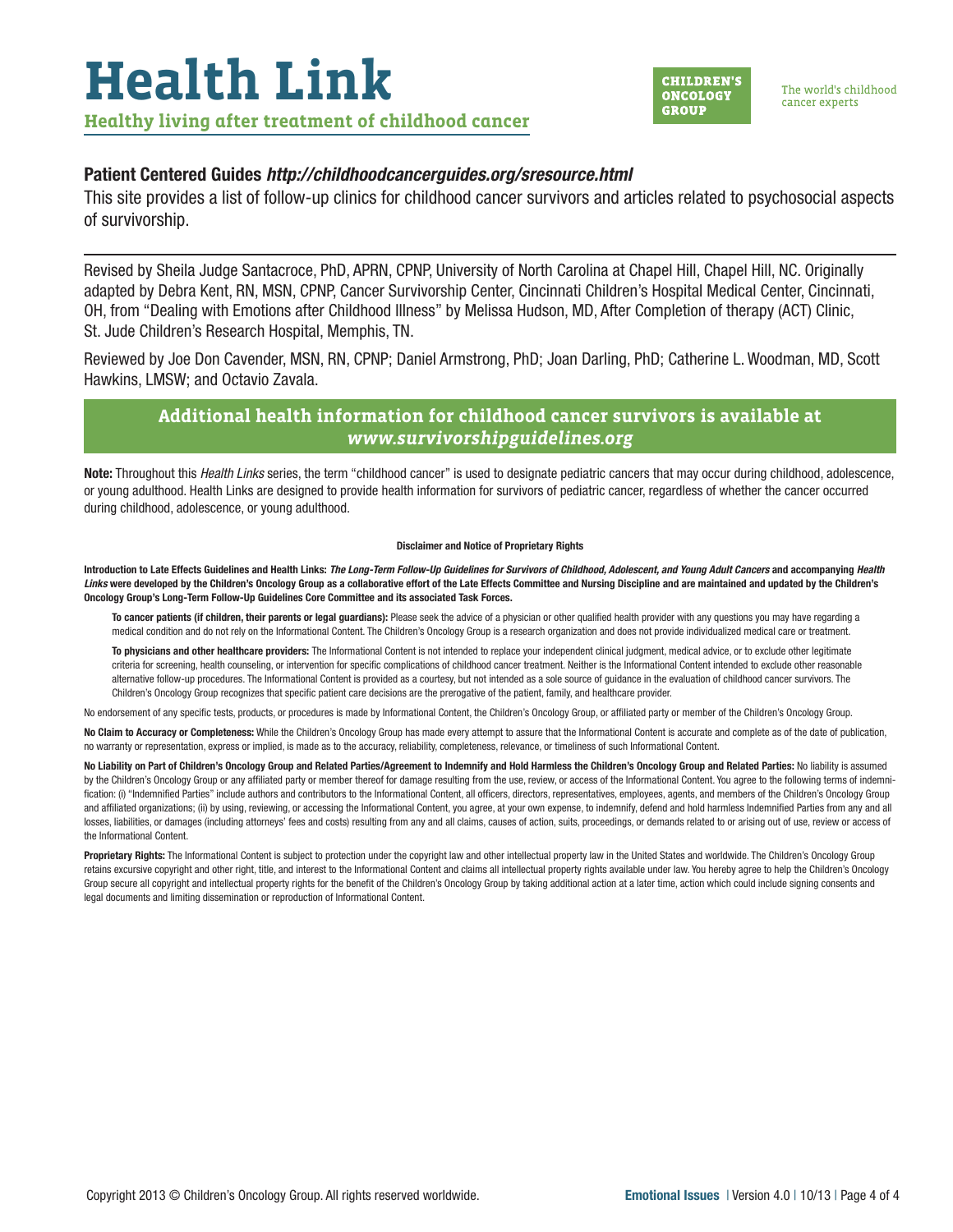**Patient Centered Guides** ***http://childhoodcancerguides.org/sresource.html***

This site provides a list of follow-up clinics for childhood cancer survivors and articles related to psychosocial aspects of survivorship.

---

Revised by Sheila Judge Santacroce, PhD, APRN, CPNP, University of North Carolina at Chapel Hill, Chapel Hill, NC. Originally adapted by Debra Kent, RN, MSN, CPNP, Cancer Survivorship Center, Cincinnati Children's Hospital Medical Center, Cincinnati, OH, from "Dealing with Emotions after Childhood Illness" by Melissa Hudson, MD, After Completion of therapy (ACT) Clinic, St. Jude Children's Research Hospital, Memphis, TN.

Reviewed by Joe Don Cavender, MSN, RN, CPNP; Daniel Armstrong, PhD; Joan Darling, PhD; Catherine L. Woodman, MD, Scott Hawkins, LMSW; and Octavio Zavala.

**Additional health information for childhood cancer survivors is available at** ***www.survivorshipguidelines.org***

**Note:** Throughout this *Health Links* series, the term "childhood cancer" is used to designate pediatric cancers that may occur during childhood, adolescence, or young adulthood. Health Links are designed to provide health information for survivors of pediatric cancer, regardless of whether the cancer occurred during childhood, adolescence, or young adulthood.

**Disclaimer and Notice of Proprietary Rights**

**Introduction to Late Effects Guidelines and Health Links:** ***The Long-Term Follow-Up Guidelines for Survivors of Childhood, Adolescent, and Young Adult Cancers*** **and accompanying** ***Health Links*** **were developed by the Children's Oncology Group as a collaborative effort of the Late Effects Committee and Nursing Discipline and are maintained and updated by the Children's Oncology Group's Long-Term Follow-Up Guidelines Core Committee and its associated Task Forces.**

**To cancer patients (if children, their parents or legal guardians):** Please seek the advice of a physician or other qualified health provider with any questions you may have regarding a medical condition and do not rely on the Informational Content. The Children's Oncology Group is a research organization and does not provide individualized medical care or treatment.

**To physicians and other healthcare providers:** The Informational Content is not intended to replace your independent clinical judgment, medical advice, or to exclude other legitimate criteria for screening, health counseling, or intervention for specific complications of childhood cancer treatment. Neither is the Informational Content intended to exclude other reasonable alternative follow-up procedures. The Informational Content is provided as a courtesy, but not intended as a sole source of guidance in the evaluation of childhood cancer survivors. The Children's Oncology Group recognizes that specific patient care decisions are the prerogative of the patient, family, and healthcare provider.

No endorsement of any specific tests, products, or procedures is made by Informational Content, the Children's Oncology Group, or affiliated party or member of the Children's Oncology Group.

**No Claim to Accuracy or Completeness:** While the Children's Oncology Group has made every attempt to assure that the Informational Content is accurate and complete as of the date of publication, no warranty or representation, express or implied, is made as to the accuracy, reliability, completeness, relevance, or timeliness of such Informational Content.

**No Liability on Part of Children's Oncology Group and Related Parties/Agreement to Indemnify and Hold Harmless the Children's Oncology Group and Related Parties:** No liability is assumed by the Children's Oncology Group or any affiliated party or member thereof for damage resulting from the use, review, or access of the Informational Content. You agree to the following terms of indemnification: (i) "Indemnified Parties" include authors and contributors to the Informational Content, all officers, directors, representatives, employees, agents, and members of the Children's Oncology Group and affiliated organizations; (ii) by using, reviewing, or accessing the Informational Content, you agree, at your own expense, to indemnify, defend and hold harmless Indemnified Parties from any and all losses, liabilities, or damages (including attorneys' fees and costs) resulting from any and all claims, causes of action, suits, proceedings, or demands related to or arising out of use, review or access of the Informational Content.

**Proprietary Rights:** The Informational Content is subject to protection under the copyright law and other intellectual property law in the United States and worldwide. The Children's Oncology Group retains excursive copyright and other right, title, and interest to the Informational Content and claims all intellectual property rights available under law. You hereby agree to help the Children's Oncology Group secure all copyright and intellectual property rights for the benefit of the Children's Oncology Group by taking additional action at a later time, action which could include signing consents and legal documents and limiting dissemination or reproduction of Informational Content.